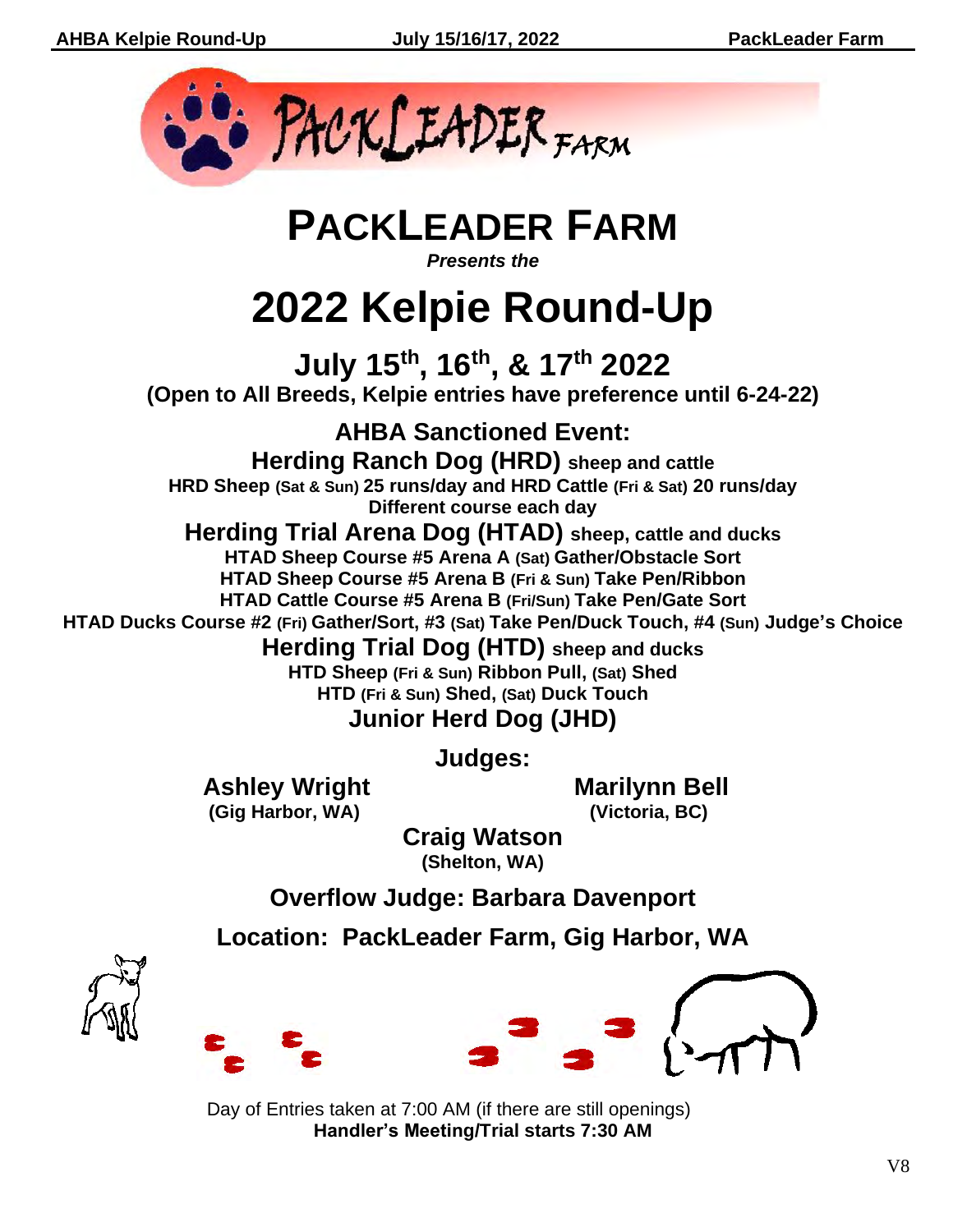# PACKLEADER FARM

***Presents the***

# 2022 Kelpie Round-Up

## July 15th, 16th, & 17th 2022

**(Open to All Breeds, Kelpie entries have preference until 6-24-22)**

**AHBA Sanctioned Event:**

**Herding Ranch Dog (HRD) sheep and cattle**

**HRD Sheep (Sat & Sun) 25 runs/day and HRD Cattle (Fri & Sat) 20 runs/day**

**Different course each day**

**Herding Trial Arena Dog (HTAD) sheep, cattle and ducks**

**HTAD Sheep Course #5 Arena A (Sat) Gather/Obstacle Sort**

**HTAD Sheep Course #5 Arena B (Fri & Sun) Take Pen/Ribbon**

**HTAD Cattle Course #5 Arena B (Fri/Sun) Take Pen/Gate Sort**

**HTAD Ducks Course #2 (Fri) Gather/Sort, #3 (Sat) Take Pen/Duck Touch, #4 (Sun) Judge's Choice**

**Herding Trial Dog (HTD) sheep and ducks**

**HTD Sheep (Fri & Sun) Ribbon Pull, (Sat) Shed**

**HTD (Fri & Sun) Shed, (Sat) Duck Touch**

**Junior Herd Dog (JHD)**

**Judges:**

**Ashley Wright**
**(Gig Harbor, WA)**

**Marilynn Bell**
**(Victoria, BC)**

**Craig Watson**
**(Shelton, WA)**

**Overflow Judge: Barbara Davenport**

**Location: PackLeader Farm, Gig Harbor, WA**

Day of Entries taken at 7:00 AM (if there are still openings)

**Handler's Meeting/Trial starts 7:30 AM**

V8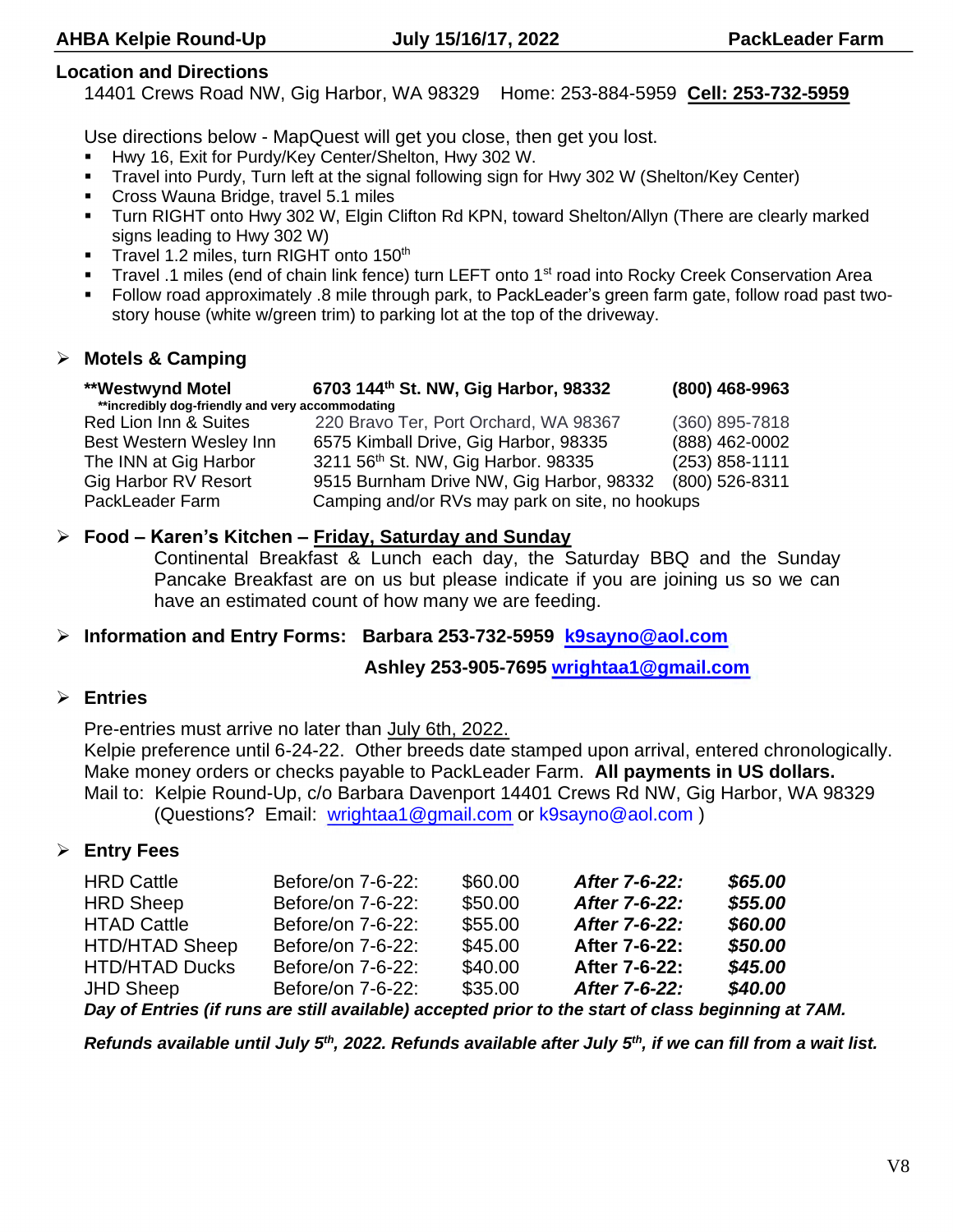## Location and Directions

14401 Crews Road NW, Gig Harbor, WA 98329 Home: 253-884-5959 **Cell: 253-732-5959**

Use directions below - MapQuest will get you close, then get you lost.

- Hwy 16, Exit for Purdy/Key Center/Shelton, Hwy 302 W.
- Travel into Purdy, Turn left at the signal following sign for Hwy 302 W (Shelton/Key Center)
- Cross Wauna Bridge, travel 5.1 miles
- Turn RIGHT onto Hwy 302 W, Elgin Clifton Rd KPN, toward Shelton/Allyn (There are clearly marked signs leading to Hwy 302 W)
- Travel 1.2 miles, turn RIGHT onto 150th
- Travel .1 miles (end of chain link fence) turn LEFT onto 1st road into Rocky Creek Conservation Area
- Follow road approximately .8 mile through park, to PackLeader's green farm gate, follow road past two-story house (white w/green trim) to parking lot at the top of the driveway.

## Motels & Camping

| | | |
|---|---|---|
| **\*\*Westwynd Motel** | **6703 144th St. NW, Gig Harbor, 98332** | **(800) 468-9963** |
| **\*\*incredibly dog-friendly and very accommodating** | | |
| Red Lion Inn & Suites | 220 Bravo Ter, Port Orchard, WA 98367 | (360) 895-7818 |
| Best Western Wesley Inn | 6575 Kimball Drive, Gig Harbor, 98335 | (888) 462-0002 |
| The INN at Gig Harbor | 3211 56th St. NW, Gig Harbor. 98335 | (253) 858-1111 |
| Gig Harbor RV Resort | 9515 Burnham Drive NW, Gig Harbor, 98332 | (800) 526-8311 |
| PackLeader Farm | Camping and/or RVs may park on site, no hookups | |

## Food – Karen's Kitchen – Friday, Saturday and Sunday

Continental Breakfast & Lunch each day, the Saturday BBQ and the Sunday Pancake Breakfast are on us but please indicate if you are joining us so we can have an estimated count of how many we are feeding.

## Information and Entry Forms: Barbara 253-732-5959 k9sayno@aol.com

**Ashley 253-905-7695 wrightaa1@gmail.com**

## Entries

Pre-entries must arrive no later than July 6th, 2022.
Kelpie preference until 6-24-22. Other breeds date stamped upon arrival, entered chronologically.
Make money orders or checks payable to PackLeader Farm. **All payments in US dollars.**
Mail to: Kelpie Round-Up, c/o Barbara Davenport 14401 Crews Rd NW, Gig Harbor, WA 98329
(Questions? Email: wrightaa1@gmail.com or k9sayno@aol.com )

## Entry Fees

| | | | | |
|---|---|---|---|---|
| HRD Cattle | Before/on 7-6-22: | $60.00 | ***After 7-6-22:*** | ***$65.00*** |
| HRD Sheep | Before/on 7-6-22: | $50.00 | ***After 7-6-22:*** | ***$55.00*** |
| HTAD Cattle | Before/on 7-6-22: | $55.00 | ***After 7-6-22:*** | ***$60.00*** |
| HTD/HTAD Sheep | Before/on 7-6-22: | $45.00 | **After 7-6-22:** | ***$50.00*** |
| HTD/HTAD Ducks | Before/on 7-6-22: | $40.00 | **After 7-6-22:** | ***$45.00*** |
| JHD Sheep | Before/on 7-6-22: | $35.00 | ***After 7-6-22:*** | ***$40.00*** |

***Day of Entries (if runs are still available) accepted prior to the start of class beginning at 7AM.***

***Refunds available until July 5th, 2022. Refunds available after July 5th, if we can fill from a wait list.***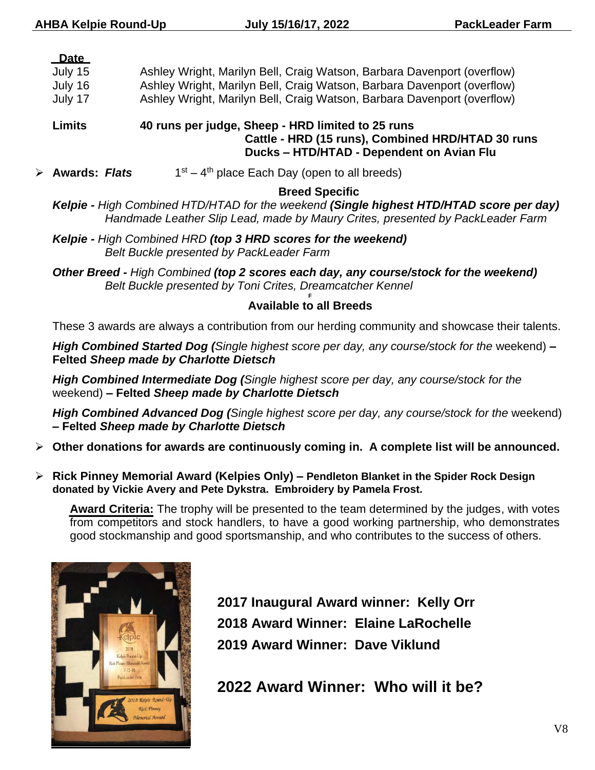| Date | |
|---|---|
| July 15 | Ashley Wright, Marilyn Bell, Craig Watson, Barbara Davenport (overflow) |
| July 16 | Ashley Wright, Marilyn Bell, Craig Watson, Barbara Davenport (overflow) |
| July 17 | Ashley Wright, Marilyn Bell, Craig Watson, Barbara Davenport (overflow) |

**Limits** **40 runs per judge, Sheep - HRD limited to 25 runs**
**Cattle - HRD (15 runs), Combined HRD/HTAD 30 runs**
**Ducks – HTD/HTAD - Dependent on Avian Flu**

- **Awards:** ***Flats*** 1st – 4th place Each Day (open to all breeds)

**Breed Specific**

***Kelpie -*** *High Combined HTD/HTAD for the weekend* ***(Single highest HTD/HTAD score per day)***
*Handmade Leather Slip Lead, made by Maury Crites, presented by PackLeader Farm*

***Kelpie -*** *High Combined HRD* ***(top 3 HRD scores for the weekend)***
*Belt Buckle presented by PackLeader Farm*

***Other Breed -*** *High Combined* ***(top 2 scores each day, any course/stock for the weekend)***
*Belt Buckle presented by Toni Crites, Dreamcatcher Kennel*

**Available to all Breeds**

These 3 awards are always a contribution from our herding community and showcase their talents.

***High Combined Started Dog (****Single highest score per day, any course/stock for the* weekend) **– Felted** ***Sheep made by Charlotte Dietsch***

***High Combined Intermediate Dog (****Single highest score per day, any course/stock for the* weekend) **– Felted** ***Sheep made by Charlotte Dietsch***

***High Combined Advanced Dog (****Single highest score per day, any course/stock for the* weekend) **– Felted** ***Sheep made by Charlotte Dietsch***

- **Other donations for awards are continuously coming in. A complete list will be announced.**

- **Rick Pinney Memorial Award (Kelpies Only) – Pendleton Blanket in the Spider Rock Design donated by Vickie Avery and Pete Dykstra. Embroidery by Pamela Frost.**

**Award Criteria:** The trophy will be presented to the team determined by the judges, with votes from competitors and stock handlers, to have a good working partnership, who demonstrates good stockmanship and good sportsmanship, and who contributes to the success of others.

**2017 Inaugural Award winner: Kelly Orr**
**2018 Award Winner: Elaine LaRochelle**
**2019 Award Winner: Dave Viklund**

## 2022 Award Winner: Who will it be?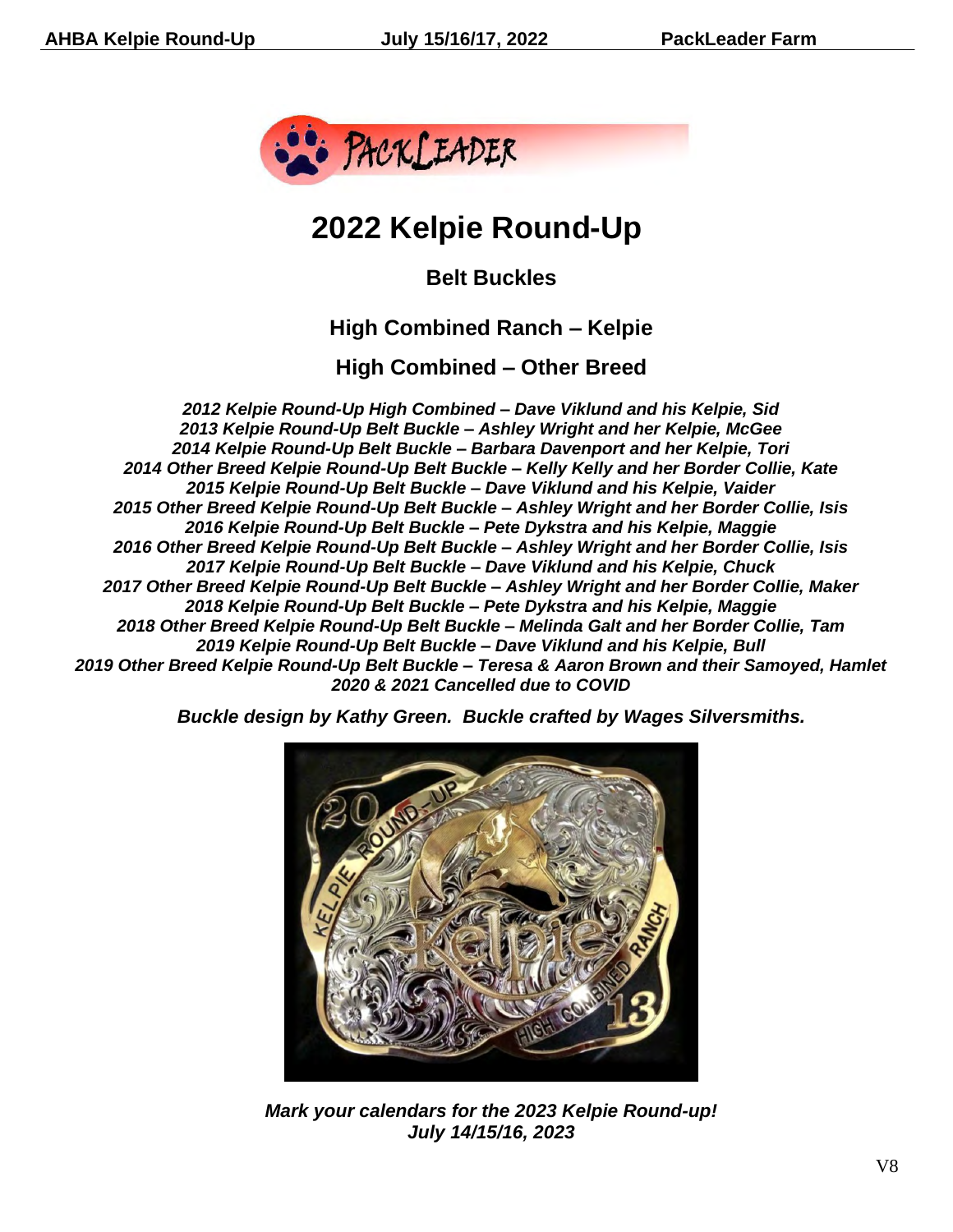# 2022 Kelpie Round-Up

## Belt Buckles

## High Combined Ranch – Kelpie

## High Combined – Other Breed

***2012 Kelpie Round-Up High Combined – Dave Viklund and his Kelpie, Sid***
***2013 Kelpie Round-Up Belt Buckle – Ashley Wright and her Kelpie, McGee***
***2014 Kelpie Round-Up Belt Buckle – Barbara Davenport and her Kelpie, Tori***
***2014 Other Breed Kelpie Round-Up Belt Buckle – Kelly Kelly and her Border Collie, Kate***
***2015 Kelpie Round-Up Belt Buckle – Dave Viklund and his Kelpie, Vaider***
***2015 Other Breed Kelpie Round-Up Belt Buckle – Ashley Wright and her Border Collie, Isis***
***2016 Kelpie Round-Up Belt Buckle – Pete Dykstra and his Kelpie, Maggie***
***2016 Other Breed Kelpie Round-Up Belt Buckle – Ashley Wright and her Border Collie, Isis***
***2017 Kelpie Round-Up Belt Buckle – Dave Viklund and his Kelpie, Chuck***
***2017 Other Breed Kelpie Round-Up Belt Buckle – Ashley Wright and her Border Collie, Maker***
***2018 Kelpie Round-Up Belt Buckle – Pete Dykstra and his Kelpie, Maggie***
***2018 Other Breed Kelpie Round-Up Belt Buckle – Melinda Galt and her Border Collie, Tam***
***2019 Kelpie Round-Up Belt Buckle – Dave Viklund and his Kelpie, Bull***
***2019 Other Breed Kelpie Round-Up Belt Buckle – Teresa & Aaron Brown and their Samoyed, Hamlet***
***2020 & 2021 Cancelled due to COVID***

***Buckle design by Kathy Green. Buckle crafted by Wages Silversmiths.***

***Mark your calendars for the 2023 Kelpie Round-up!***
***July 14/15/16, 2023***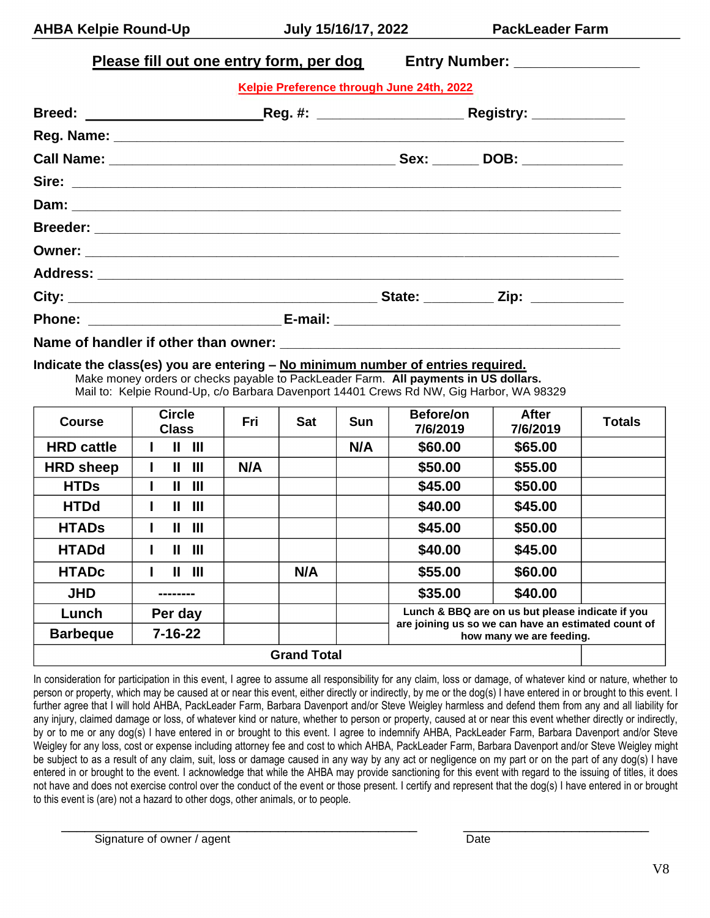**AHBA Kelpie Round-Up** **July 15/16/17, 2022** **PackLeader Farm**

**Please fill out one entry form, per dog** **Entry Number: _______________**

**Kelpie Preference through June 24th, 2022**

**Breed:** ______________________ **Reg. #:** __________________ **Registry:** ____________

**Reg. Name:** ____________________________________________________________

**Call Name:** ____________________________________ **Sex:** ______ **DOB:** _____________

**Sire:** ________________________________________________________________

**Dam:** ________________________________________________________________

**Breeder:** ______________________________________________________________

**Owner:** _______________________________________________________________

**Address:** ______________________________________________________________

**City:** ________________________________________ **State:** _________ **Zip:** ____________

**Phone:** ________________________ **E-mail:** ____________________________________

**Name of handler if other than owner:** ___________________________________________

**Indicate the class(es) you are entering – No minimum number of entries required.**
Make money orders or checks payable to PackLeader Farm. **All payments in US dollars.**
Mail to: Kelpie Round-Up, c/o Barbara Davenport 14401 Crews Rd NW, Gig Harbor, WA 98329

| Course | Circle Class | Fri | Sat | Sun | Before/on 7/6/2019 | After 7/6/2019 | Totals |
|---|---|---|---|---|---|---|---|
| HRD cattle | I II III | | | N/A | $60.00 | $65.00 | |
| HRD sheep | I II III | N/A | | | $50.00 | $55.00 | |
| HTDs | I II III | | | | $45.00 | $50.00 | |
| HTDd | I II III | | | | $40.00 | $45.00 | |
| HTADs | I II III | | | | $45.00 | $50.00 | |
| HTADd | I II III | | | | $40.00 | $45.00 | |
| HTADc | I II III | | N/A | | $55.00 | $60.00 | |
| JHD | -------- | | | | $35.00 | $40.00 | |
| Lunch | Per day | | | | Lunch & BBQ are on us but please indicate if you are joining us so we can have an estimated count of how many we are feeding. | | |
| Barbeque | 7-16-22 | | | | | | |
| **Grand Total** | | | | | | | |

In consideration for participation in this event, I agree to assume all responsibility for any claim, loss or damage, of whatever kind or nature, whether to person or property, which may be caused at or near this event, either directly or indirectly, by me or the dog(s) I have entered in or brought to this event. I further agree that I will hold AHBA, PackLeader Farm, Barbara Davenport and/or Steve Weigley harmless and defend them from any and all liability for any injury, claimed damage or loss, of whatever kind or nature, whether to person or property, caused at or near this event whether directly or indirectly, by or to me or any dog(s) I have entered in or brought to this event. I agree to indemnify AHBA, PackLeader Farm, Barbara Davenport and/or Steve Weigley for any loss, cost or expense including attorney fee and cost to which AHBA, PackLeader Farm, Barbara Davenport and/or Steve Weigley might be subject to as a result of any claim, suit, loss or damage caused in any way by any act or negligence on my part or on the part of any dog(s) I have entered in or brought to the event. I acknowledge that while the AHBA may provide sanctioning for this event with regard to the issuing of titles, it does not have and does not exercise control over the conduct of the event or those present. I certify and represent that the dog(s) I have entered in or brought to this event is (are) not a hazard to other dogs, other animals, or to people.

_____________________________________________ ________________________

Signature of owner / agent Date

V8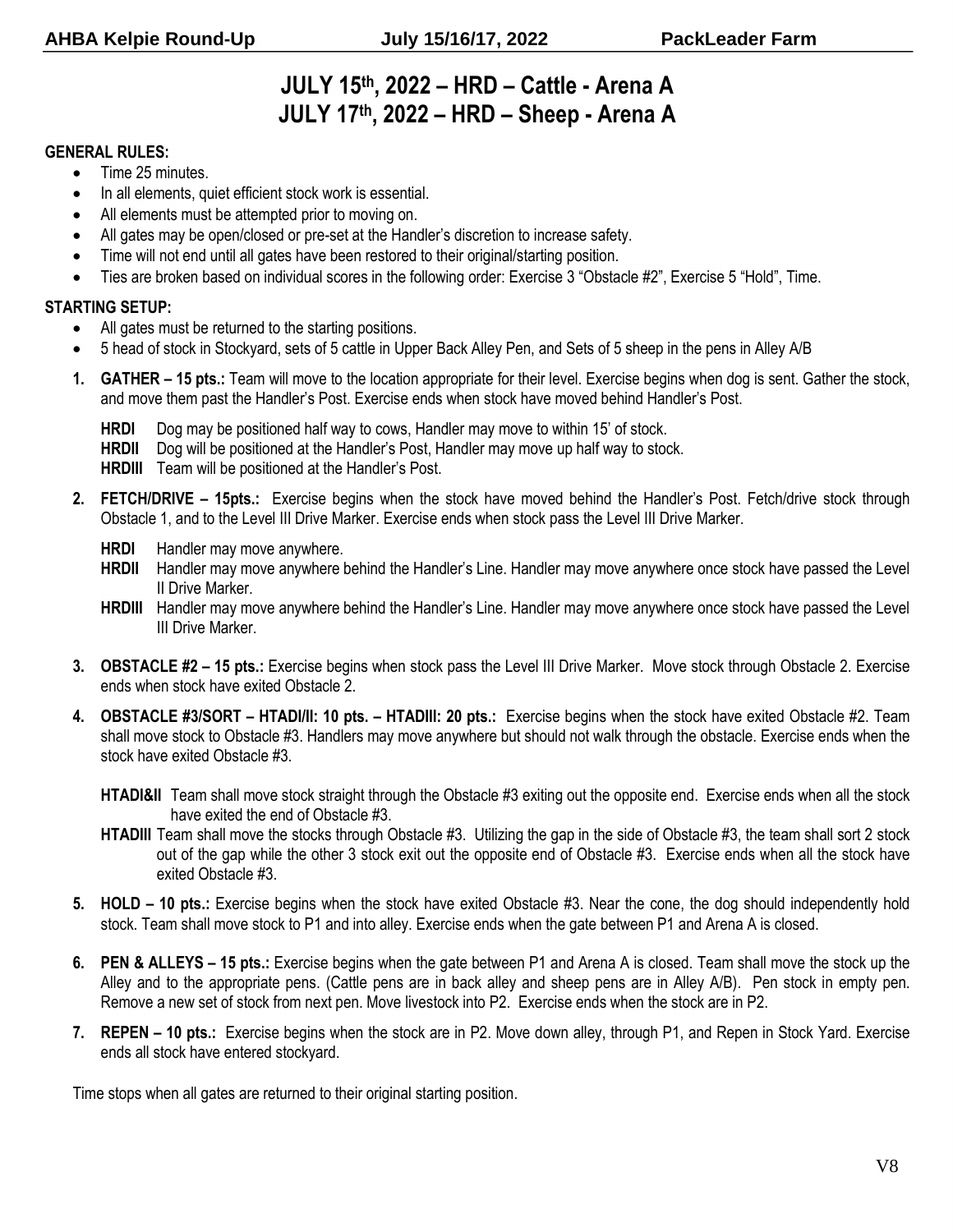# JULY 15th, 2022 – HRD – Cattle - Arena A
# JULY 17th, 2022 – HRD – Sheep - Arena A

**GENERAL RULES:**

- Time 25 minutes.
- In all elements, quiet efficient stock work is essential.
- All elements must be attempted prior to moving on.
- All gates may be open/closed or pre-set at the Handler's discretion to increase safety.
- Time will not end until all gates have been restored to their original/starting position.
- Ties are broken based on individual scores in the following order: Exercise 3 "Obstacle #2", Exercise 5 "Hold", Time.

**STARTING SETUP:**

- All gates must be returned to the starting positions.
- 5 head of stock in Stockyard, sets of 5 cattle in Upper Back Alley Pen, and Sets of 5 sheep in the pens in Alley A/B

1. **GATHER – 15 pts.:** Team will move to the location appropriate for their level. Exercise begins when dog is sent. Gather the stock, and move them past the Handler's Post. Exercise ends when stock have moved behind Handler's Post.

   **HRDI** Dog may be positioned half way to cows, Handler may move to within 15' of stock.
   **HRDII** Dog will be positioned at the Handler's Post, Handler may move up half way to stock.
   **HRDIII** Team will be positioned at the Handler's Post.

2. **FETCH/DRIVE – 15pts.:** Exercise begins when the stock have moved behind the Handler's Post. Fetch/drive stock through Obstacle 1, and to the Level III Drive Marker. Exercise ends when stock pass the Level III Drive Marker.

   **HRDI** Handler may move anywhere.
   **HRDII** Handler may move anywhere behind the Handler's Line. Handler may move anywhere once stock have passed the Level II Drive Marker.
   **HRDIII** Handler may move anywhere behind the Handler's Line. Handler may move anywhere once stock have passed the Level III Drive Marker.

3. **OBSTACLE #2 – 15 pts.:** Exercise begins when stock pass the Level III Drive Marker. Move stock through Obstacle 2. Exercise ends when stock have exited Obstacle 2.

4. **OBSTACLE #3/SORT – HTADI/II: 10 pts. – HTADIII: 20 pts.:** Exercise begins when the stock have exited Obstacle #2. Team shall move stock to Obstacle #3. Handlers may move anywhere but should not walk through the obstacle. Exercise ends when the stock have exited Obstacle #3.

   **HTADI&II** Team shall move stock straight through the Obstacle #3 exiting out the opposite end. Exercise ends when all the stock have exited the end of Obstacle #3.
   **HTADIII** Team shall move the stocks through Obstacle #3. Utilizing the gap in the side of Obstacle #3, the team shall sort 2 stock out of the gap while the other 3 stock exit out the opposite end of Obstacle #3. Exercise ends when all the stock have exited Obstacle #3.

5. **HOLD – 10 pts.:** Exercise begins when the stock have exited Obstacle #3. Near the cone, the dog should independently hold stock. Team shall move stock to P1 and into alley. Exercise ends when the gate between P1 and Arena A is closed.

6. **PEN & ALLEYS – 15 pts.:** Exercise begins when the gate between P1 and Arena A is closed. Team shall move the stock up the Alley and to the appropriate pens. (Cattle pens are in back alley and sheep pens are in Alley A/B). Pen stock in empty pen. Remove a new set of stock from next pen. Move livestock into P2. Exercise ends when the stock are in P2.

7. **REPEN – 10 pts.:** Exercise begins when the stock are in P2. Move down alley, through P1, and Repen in Stock Yard. Exercise ends all stock have entered stockyard.

Time stops when all gates are returned to their original starting position.

V8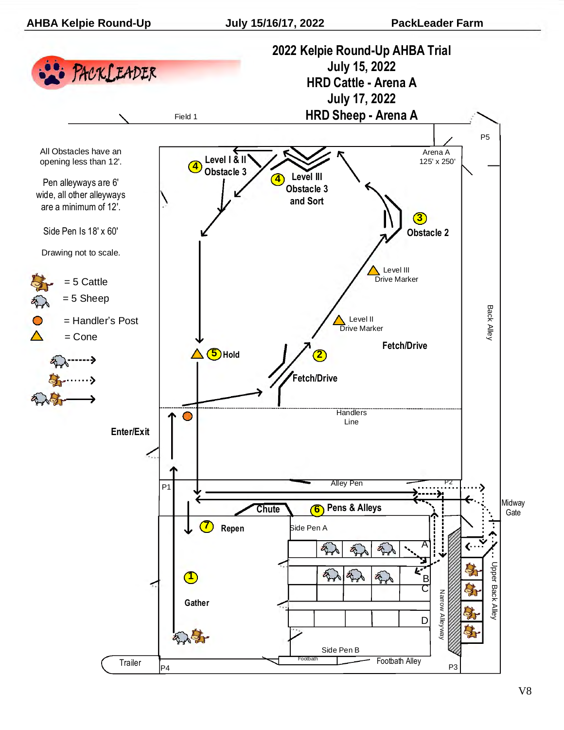# 2022 Kelpie Round-Up AHBA Trial

**July 15, 2022**

**HRD Cattle - Arena A**

**July 17, 2022**

**HRD Sheep - Arena A**

PACKLEADER

All Obstacles have an opening less than 12'.

Pen alleyways are 6' wide, all other alleyways are a minimum of 12'.

Side Pen Is 18' x 60'

Drawing not to scale.

= 5 Cattle

= 5 Sheep

= Handler's Post

= Cone

Field 1

P5

Arena A
125' x 250'

4 Level I & II Obstacle 3

4 Level III Obstacle 3 and Sort

3 Obstacle 2

Level III Drive Marker

Level II Drive Marker

Fetch/Drive

5 Hold

2

Fetch/Drive

Back Alley

Handlers Line

Enter/Exit

P1

Alley Pen

P2

Chute

6 Pens & Alleys

Midway Gate

7 Repen

Side Pen A

A

B

C

D

1

Gather

Narrow Alleyway

Upper Back Alley

Side Pen B

Footbath

Footbath Alley

Trailer

P4

P3

V8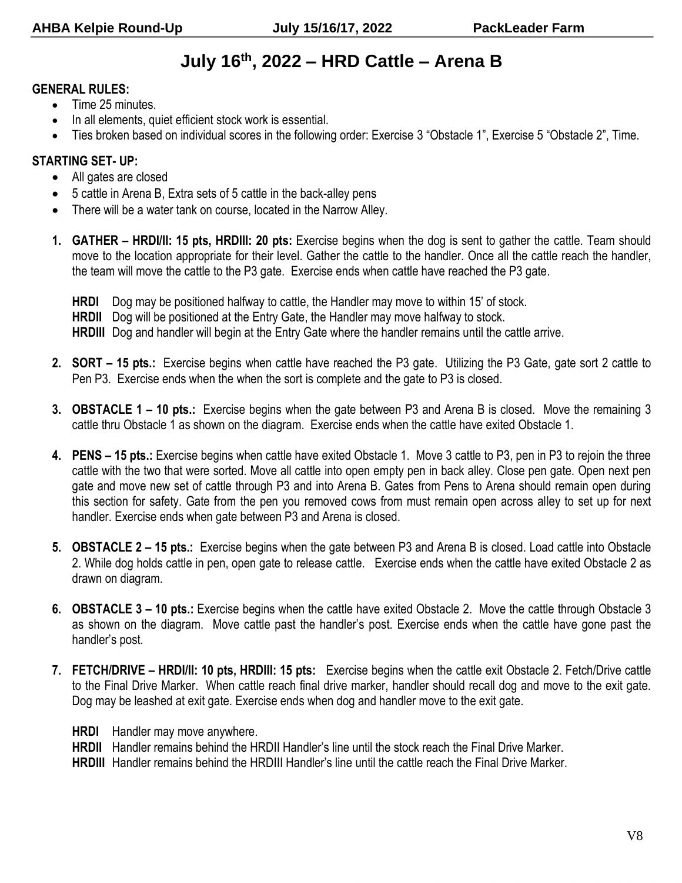# July 16th, 2022 – HRD Cattle – Arena B

**GENERAL RULES:**

- Time 25 minutes.
- In all elements, quiet efficient stock work is essential.
- Ties broken based on individual scores in the following order: Exercise 3 "Obstacle 1", Exercise 5 "Obstacle 2", Time.

**STARTING SET- UP:**

- All gates are closed
- 5 cattle in Arena B, Extra sets of 5 cattle in the back-alley pens
- There will be a water tank on course, located in the Narrow Alley.

1. **GATHER – HRDI/II: 15 pts, HRDIII: 20 pts:** Exercise begins when the dog is sent to gather the cattle. Team should move to the location appropriate for their level. Gather the cattle to the handler. Once all the cattle reach the handler, the team will move the cattle to the P3 gate. Exercise ends when cattle have reached the P3 gate.

   **HRDI** Dog may be positioned halfway to cattle, the Handler may move to within 15' of stock.
   **HRDII** Dog will be positioned at the Entry Gate, the Handler may move halfway to stock.
   **HRDIII** Dog and handler will begin at the Entry Gate where the handler remains until the cattle arrive.

2. **SORT – 15 pts.:** Exercise begins when cattle have reached the P3 gate. Utilizing the P3 Gate, gate sort 2 cattle to Pen P3. Exercise ends when the when the sort is complete and the gate to P3 is closed.

3. **OBSTACLE 1 – 10 pts.:** Exercise begins when the gate between P3 and Arena B is closed. Move the remaining 3 cattle thru Obstacle 1 as shown on the diagram. Exercise ends when the cattle have exited Obstacle 1.

4. **PENS – 15 pts.:** Exercise begins when cattle have exited Obstacle 1. Move 3 cattle to P3, pen in P3 to rejoin the three cattle with the two that were sorted. Move all cattle into open empty pen in back alley. Close pen gate. Open next pen gate and move new set of cattle through P3 and into Arena B. Gates from Pens to Arena should remain open during this section for safety. Gate from the pen you removed cows from must remain open across alley to set up for next handler. Exercise ends when gate between P3 and Arena is closed.

5. **OBSTACLE 2 – 15 pts.:** Exercise begins when the gate between P3 and Arena B is closed. Load cattle into Obstacle 2. While dog holds cattle in pen, open gate to release cattle. Exercise ends when the cattle have exited Obstacle 2 as drawn on diagram.

6. **OBSTACLE 3 – 10 pts.:** Exercise begins when the cattle have exited Obstacle 2. Move the cattle through Obstacle 3 as shown on the diagram. Move cattle past the handler's post. Exercise ends when the cattle have gone past the handler's post.

7. **FETCH/DRIVE – HRDI/II: 10 pts, HRDIII: 15 pts:** Exercise begins when the cattle exit Obstacle 2. Fetch/Drive cattle to the Final Drive Marker. When cattle reach final drive marker, handler should recall dog and move to the exit gate. Dog may be leashed at exit gate. Exercise ends when dog and handler move to the exit gate.

   **HRDI** Handler may move anywhere.
   **HRDII** Handler remains behind the HRDII Handler's line until the stock reach the Final Drive Marker.
   **HRDIII** Handler remains behind the HRDIII Handler's line until the cattle reach the Final Drive Marker.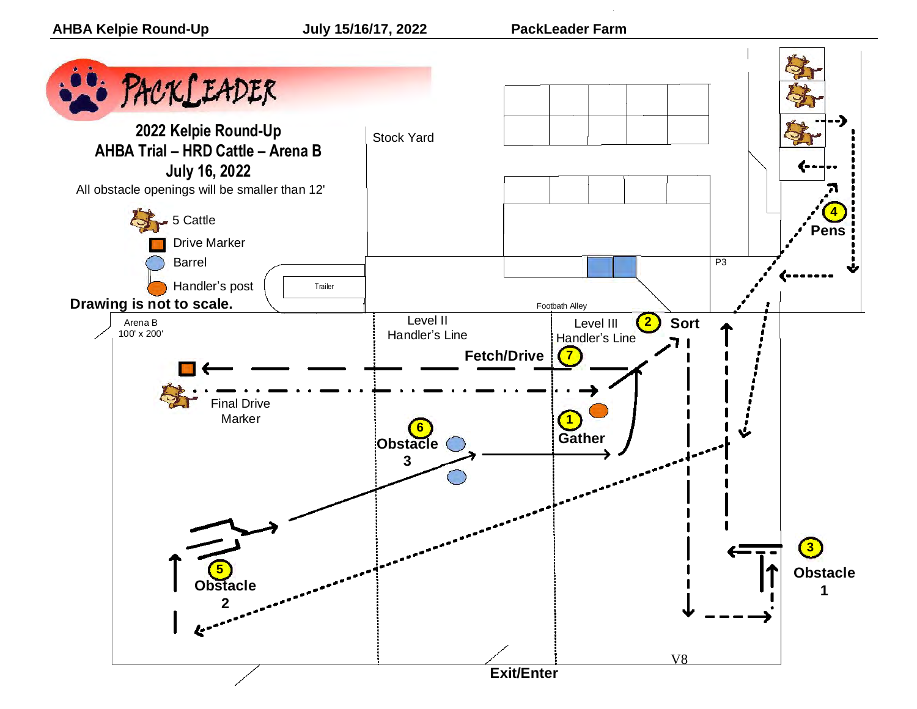AHBA Kelpie Round-Up July 15/16/17, 2022 PackLeader Farm

PACKLEADER

## 2022 Kelpie Round-Up
## AHBA Trial – HRD Cattle – Arena B
## July 16, 2022

All obstacle openings will be smaller than 12'

- 5 Cattle
- Drive Marker
- Barrel
- Handler's post

**Drawing is not to scale.**

Stock Yard

Trailer

Footbath Alley

P3

Arena B
100' x 200'

Level II
Handler's Line

Level III
Handler's Line

**1 Gather**

**2 Sort**

**3 Obstacle 1**

**4 Pens**

**5 Obstacle 2**

**6 Obstacle 3**

**7 Fetch/Drive**

Final Drive Marker

V8

**Exit/Enter**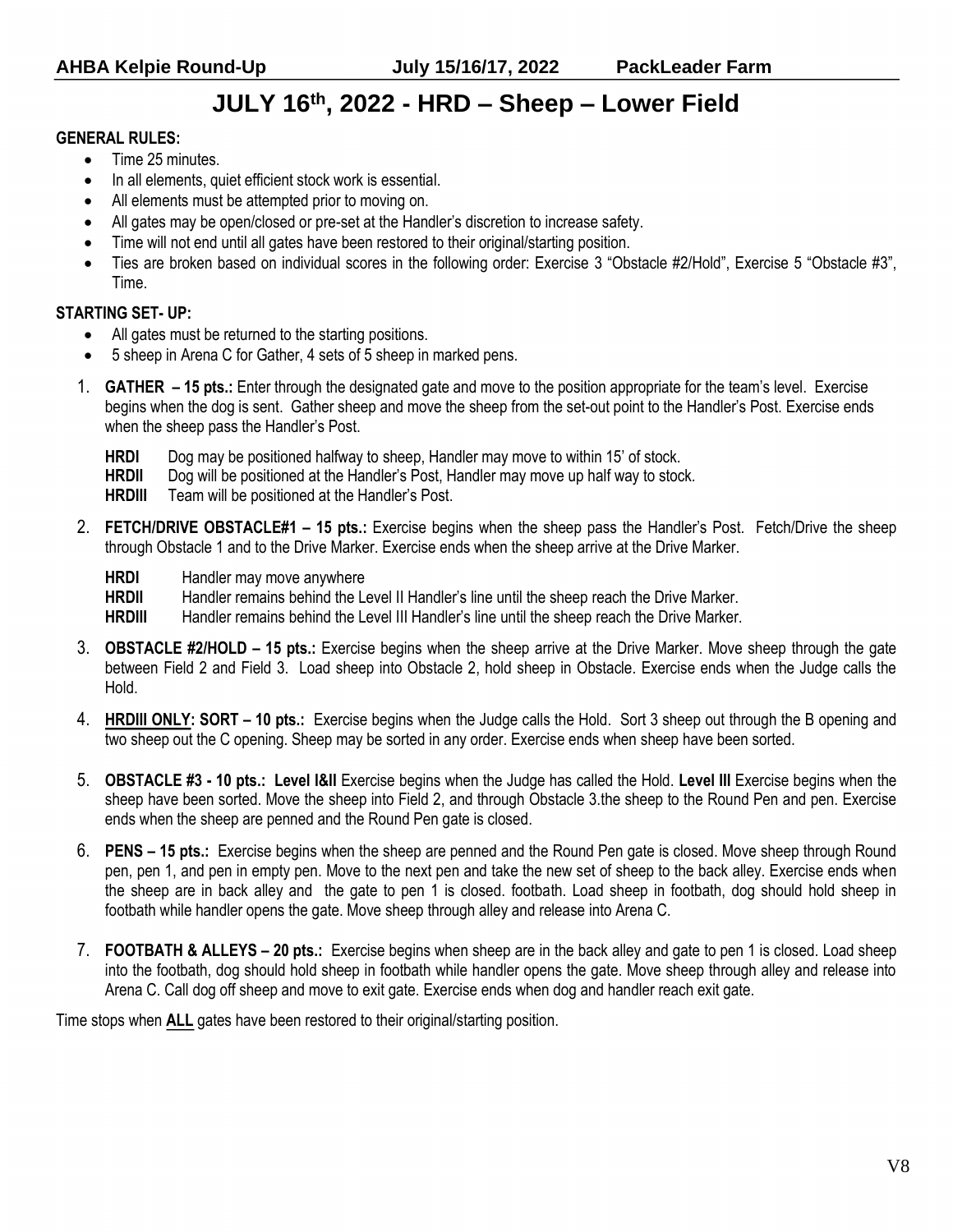# JULY 16th, 2022 - HRD – Sheep – Lower Field

**GENERAL RULES:**

- Time 25 minutes.
- In all elements, quiet efficient stock work is essential.
- All elements must be attempted prior to moving on.
- All gates may be open/closed or pre-set at the Handler's discretion to increase safety.
- Time will not end until all gates have been restored to their original/starting position.
- Ties are broken based on individual scores in the following order: Exercise 3 "Obstacle #2/Hold", Exercise 5 "Obstacle #3", Time.

**STARTING SET- UP:**

- All gates must be returned to the starting positions.
- 5 sheep in Arena C for Gather, 4 sets of 5 sheep in marked pens.

1. **GATHER – 15 pts.:** Enter through the designated gate and move to the position appropriate for the team's level. Exercise begins when the dog is sent. Gather sheep and move the sheep from the set-out point to the Handler's Post. Exercise ends when the sheep pass the Handler's Post.

   **HRDI** Dog may be positioned halfway to sheep, Handler may move to within 15' of stock.
   **HRDII** Dog will be positioned at the Handler's Post, Handler may move up half way to stock.
   **HRDIII** Team will be positioned at the Handler's Post.

2. **FETCH/DRIVE OBSTACLE#1 – 15 pts.:** Exercise begins when the sheep pass the Handler's Post. Fetch/Drive the sheep through Obstacle 1 and to the Drive Marker. Exercise ends when the sheep arrive at the Drive Marker.

   **HRDI** Handler may move anywhere
   **HRDII** Handler remains behind the Level II Handler's line until the sheep reach the Drive Marker.
   **HRDIII** Handler remains behind the Level III Handler's line until the sheep reach the Drive Marker.

3. **OBSTACLE #2/HOLD – 15 pts.:** Exercise begins when the sheep arrive at the Drive Marker. Move sheep through the gate between Field 2 and Field 3. Load sheep into Obstacle 2, hold sheep in Obstacle. Exercise ends when the Judge calls the Hold.

4. **HRDIII ONLY: SORT – 10 pts.:** Exercise begins when the Judge calls the Hold. Sort 3 sheep out through the B opening and two sheep out the C opening. Sheep may be sorted in any order. Exercise ends when sheep have been sorted.

5. **OBSTACLE #3 - 10 pts.: Level I&II** Exercise begins when the Judge has called the Hold. **Level III** Exercise begins when the sheep have been sorted. Move the sheep into Field 2, and through Obstacle 3.the sheep to the Round Pen and pen. Exercise ends when the sheep are penned and the Round Pen gate is closed.

6. **PENS – 15 pts.:** Exercise begins when the sheep are penned and the Round Pen gate is closed. Move sheep through Round pen, pen 1, and pen in empty pen. Move to the next pen and take the new set of sheep to the back alley. Exercise ends when the sheep are in back alley and the gate to pen 1 is closed. footbath. Load sheep in footbath, dog should hold sheep in footbath while handler opens the gate. Move sheep through alley and release into Arena C.

7. **FOOTBATH & ALLEYS – 20 pts.:** Exercise begins when sheep are in the back alley and gate to pen 1 is closed. Load sheep into the footbath, dog should hold sheep in footbath while handler opens the gate. Move sheep through alley and release into Arena C. Call dog off sheep and move to exit gate. Exercise ends when dog and handler reach exit gate.

Time stops when **ALL** gates have been restored to their original/starting position.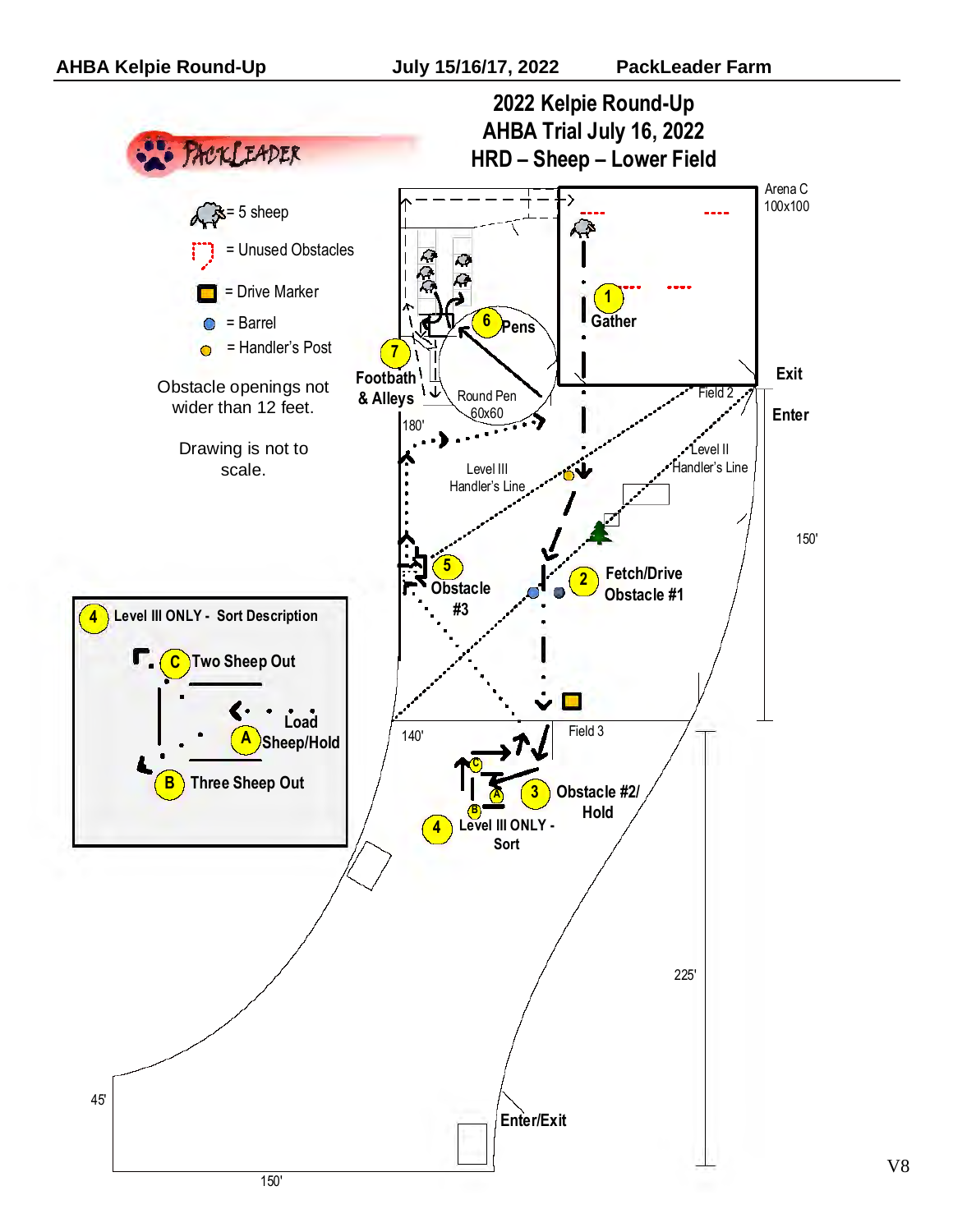AHBA Kelpie Round-Up July 15/16/17, 2022 PackLeader Farm

# 2022 Kelpie Round-Up
## AHBA Trial July 16, 2022
## HRD – Sheep – Lower Field

PackLeader

= 5 sheep

= Unused Obstacles

= Drive Marker

= Barrel

= Handler's Post

Obstacle openings not wider than 12 feet.

Drawing is not to scale.

Arena C 100x100

1 Gather

Exit

Enter

Field 2

Level II Handler's Line

Level III Handler's Line

150'

6 Pens

Round Pen 60x60

7 Footbath & Alleys

180'

5 Obstacle #3

2 Fetch/Drive Obstacle #1

140'

Field 3

3 Obstacle #2/ Hold

4 Level III ONLY - Sort

**4 Level III ONLY - Sort Description**

- C Two Sheep Out
- Load
- A Sheep/Hold
- B Three Sheep Out

225'

45'

150'

Enter/Exit

V8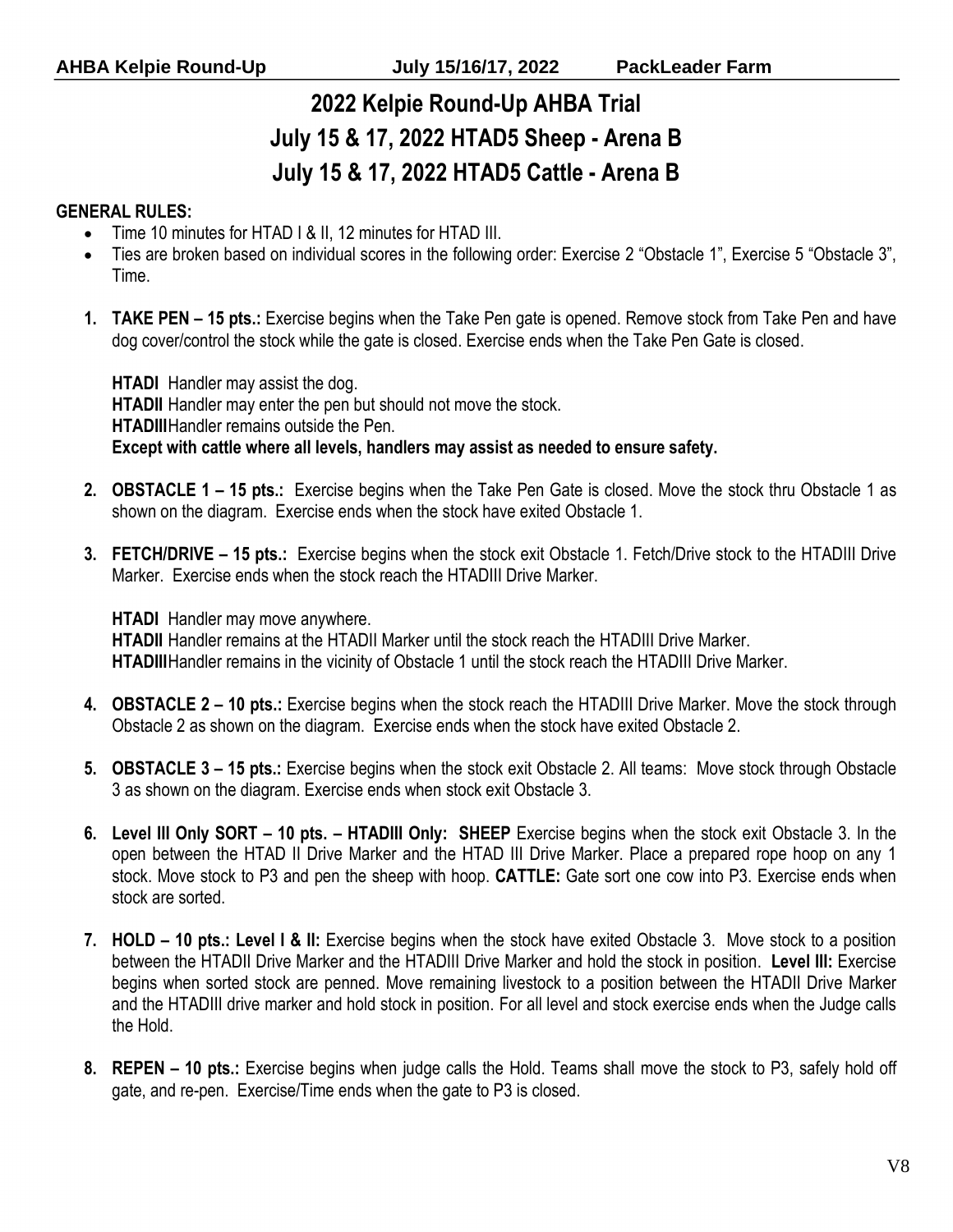# 2022 Kelpie Round-Up AHBA Trial

## July 15 & 17, 2022 HTAD5 Sheep - Arena B

## July 15 & 17, 2022 HTAD5 Cattle - Arena B

**GENERAL RULES:**

- Time 10 minutes for HTAD I & II, 12 minutes for HTAD III.
- Ties are broken based on individual scores in the following order: Exercise 2 "Obstacle 1", Exercise 5 "Obstacle 3", Time.

1. **TAKE PEN – 15 pts.:** Exercise begins when the Take Pen gate is opened. Remove stock from Take Pen and have dog cover/control the stock while the gate is closed. Exercise ends when the Take Pen Gate is closed.

   **HTADI** Handler may assist the dog.
   **HTADII** Handler may enter the pen but should not move the stock.
   **HTADIII** Handler remains outside the Pen.
   **Except with cattle where all levels, handlers may assist as needed to ensure safety.**

2. **OBSTACLE 1 – 15 pts.:** Exercise begins when the Take Pen Gate is closed. Move the stock thru Obstacle 1 as shown on the diagram. Exercise ends when the stock have exited Obstacle 1.

3. **FETCH/DRIVE – 15 pts.:** Exercise begins when the stock exit Obstacle 1. Fetch/Drive stock to the HTADIII Drive Marker. Exercise ends when the stock reach the HTADIII Drive Marker.

   **HTADI** Handler may move anywhere.
   **HTADII** Handler remains at the HTADII Marker until the stock reach the HTADIII Drive Marker.
   **HTADIII** Handler remains in the vicinity of Obstacle 1 until the stock reach the HTADIII Drive Marker.

4. **OBSTACLE 2 – 10 pts.:** Exercise begins when the stock reach the HTADIII Drive Marker. Move the stock through Obstacle 2 as shown on the diagram. Exercise ends when the stock have exited Obstacle 2.

5. **OBSTACLE 3 – 15 pts.:** Exercise begins when the stock exit Obstacle 2. All teams: Move stock through Obstacle 3 as shown on the diagram. Exercise ends when stock exit Obstacle 3.

6. **Level III Only SORT – 10 pts. – HTADIII Only: SHEEP** Exercise begins when the stock exit Obstacle 3. In the open between the HTAD II Drive Marker and the HTAD III Drive Marker. Place a prepared rope hoop on any 1 stock. Move stock to P3 and pen the sheep with hoop. **CATTLE:** Gate sort one cow into P3. Exercise ends when stock are sorted.

7. **HOLD – 10 pts.: Level I & II:** Exercise begins when the stock have exited Obstacle 3. Move stock to a position between the HTADII Drive Marker and the HTADIII Drive Marker and hold the stock in position. **Level III:** Exercise begins when sorted stock are penned. Move remaining livestock to a position between the HTADII Drive Marker and the HTADIII drive marker and hold stock in position. For all level and stock exercise ends when the Judge calls the Hold.

8. **REPEN – 10 pts.:** Exercise begins when judge calls the Hold. Teams shall move the stock to P3, safely hold off gate, and re-pen. Exercise/Time ends when the gate to P3 is closed.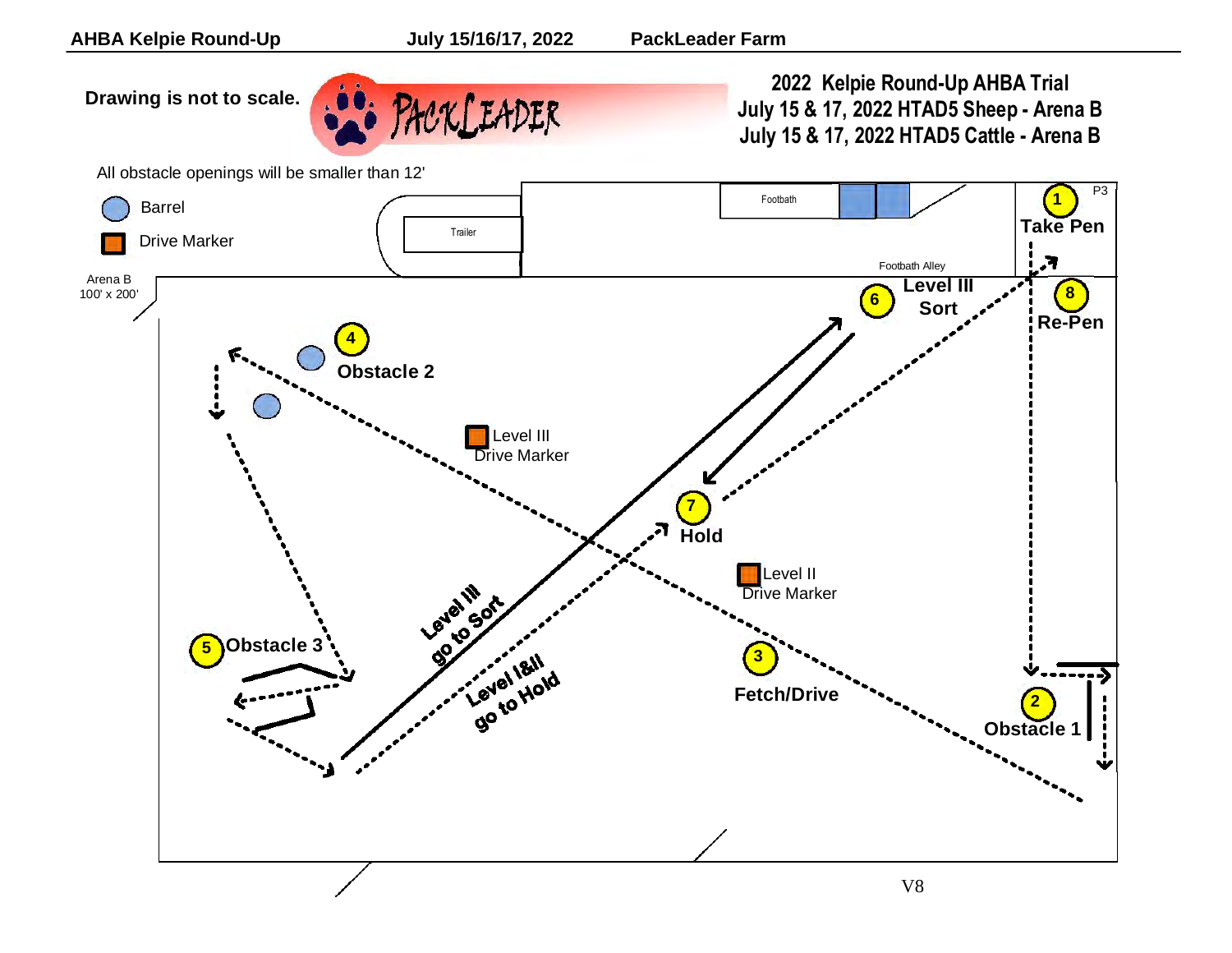**AHBA Kelpie Round-Up** **July 15/16/17, 2022** **PackLeader Farm**

**Drawing is not to scale.**

PACKLEADER

# 2022 Kelpie Round-Up AHBA Trial

## July 15 & 17, 2022 HTAD5 Sheep - Arena B

## July 15 & 17, 2022 HTAD5 Cattle - Arena B

All obstacle openings will be smaller than 12'

Barrel

Drive Marker

Arena B
100' x 200'

Trailer

Footbath

Footbath Alley

P3

1 **Take Pen**

2 **Obstacle 1**

3 **Fetch/Drive**

4 **Obstacle 2**

5 **Obstacle 3**

6 **Level III Sort**

7 **Hold**

8 **Re-Pen**

Level III Drive Marker

Level II Drive Marker

**Level III go to Sort**

**Level I&II go to Hold**

V8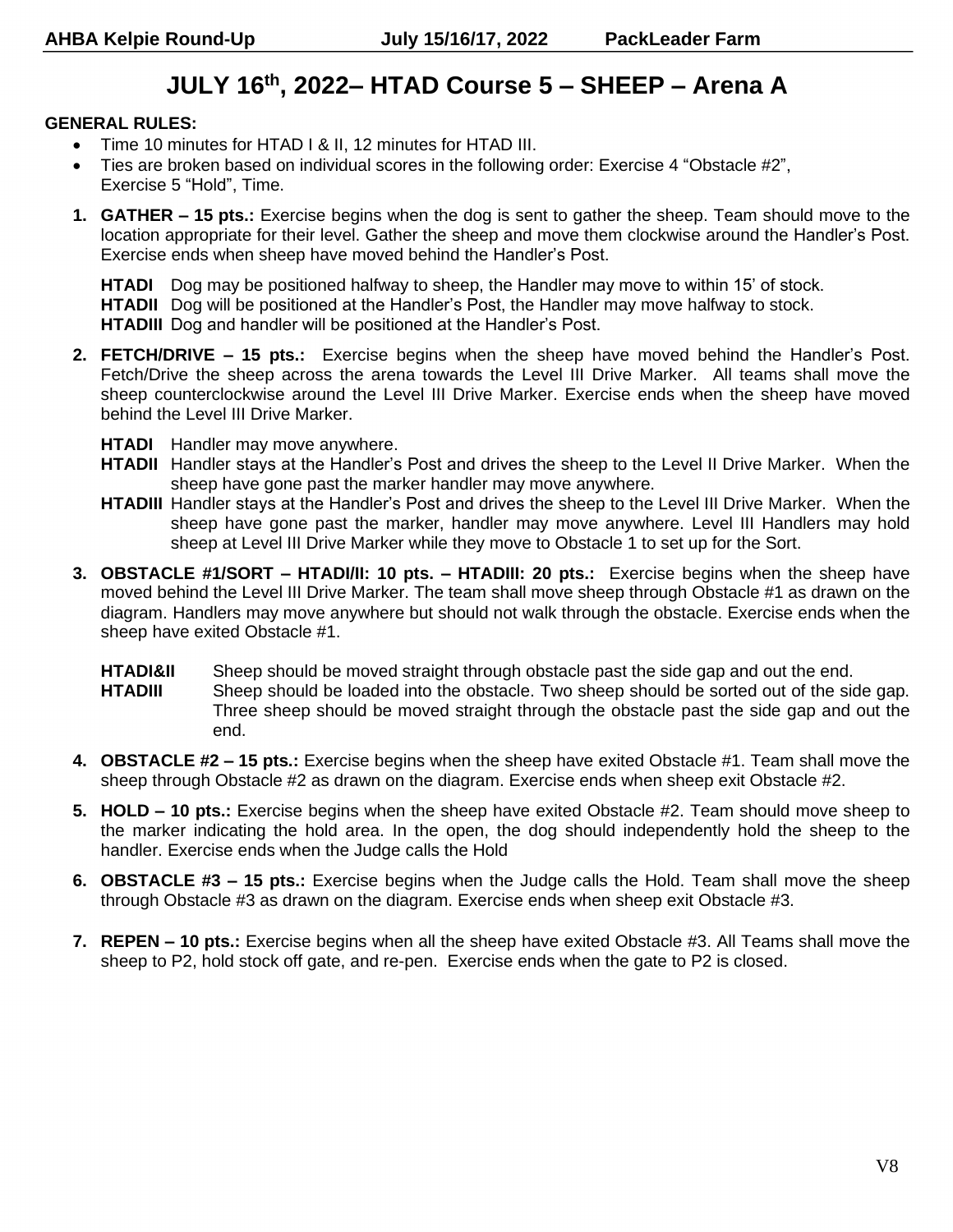# JULY 16th, 2022– HTAD Course 5 – SHEEP – Arena A

**GENERAL RULES:**

- Time 10 minutes for HTAD I & II, 12 minutes for HTAD III.
- Ties are broken based on individual scores in the following order: Exercise 4 "Obstacle #2", Exercise 5 "Hold", Time.

1. **GATHER – 15 pts.:** Exercise begins when the dog is sent to gather the sheep. Team should move to the location appropriate for their level. Gather the sheep and move them clockwise around the Handler's Post. Exercise ends when sheep have moved behind the Handler's Post.

   **HTADI** Dog may be positioned halfway to sheep, the Handler may move to within 15' of stock.
   **HTADII** Dog will be positioned at the Handler's Post, the Handler may move halfway to stock.
   **HTADIII** Dog and handler will be positioned at the Handler's Post.

2. **FETCH/DRIVE – 15 pts.:** Exercise begins when the sheep have moved behind the Handler's Post. Fetch/Drive the sheep across the arena towards the Level III Drive Marker. All teams shall move the sheep counterclockwise around the Level III Drive Marker. Exercise ends when the sheep have moved behind the Level III Drive Marker.

   **HTADI** Handler may move anywhere.
   **HTADII** Handler stays at the Handler's Post and drives the sheep to the Level II Drive Marker. When the sheep have gone past the marker handler may move anywhere.
   **HTADIII** Handler stays at the Handler's Post and drives the sheep to the Level III Drive Marker. When the sheep have gone past the marker, handler may move anywhere. Level III Handlers may hold sheep at Level III Drive Marker while they move to Obstacle 1 to set up for the Sort.

3. **OBSTACLE #1/SORT – HTADI/II: 10 pts. – HTADIII: 20 pts.:** Exercise begins when the sheep have moved behind the Level III Drive Marker. The team shall move sheep through Obstacle #1 as drawn on the diagram. Handlers may move anywhere but should not walk through the obstacle. Exercise ends when the sheep have exited Obstacle #1.

   **HTADI&II** Sheep should be moved straight through obstacle past the side gap and out the end.
   **HTADIII** Sheep should be loaded into the obstacle. Two sheep should be sorted out of the side gap. Three sheep should be moved straight through the obstacle past the side gap and out the end.

4. **OBSTACLE #2 – 15 pts.:** Exercise begins when the sheep have exited Obstacle #1. Team shall move the sheep through Obstacle #2 as drawn on the diagram. Exercise ends when sheep exit Obstacle #2.

5. **HOLD – 10 pts.:** Exercise begins when the sheep have exited Obstacle #2. Team should move sheep to the marker indicating the hold area. In the open, the dog should independently hold the sheep to the handler. Exercise ends when the Judge calls the Hold

6. **OBSTACLE #3 – 15 pts.:** Exercise begins when the Judge calls the Hold. Team shall move the sheep through Obstacle #3 as drawn on the diagram. Exercise ends when sheep exit Obstacle #3.

7. **REPEN – 10 pts.:** Exercise begins when all the sheep have exited Obstacle #3. All Teams shall move the sheep to P2, hold stock off gate, and re-pen. Exercise ends when the gate to P2 is closed.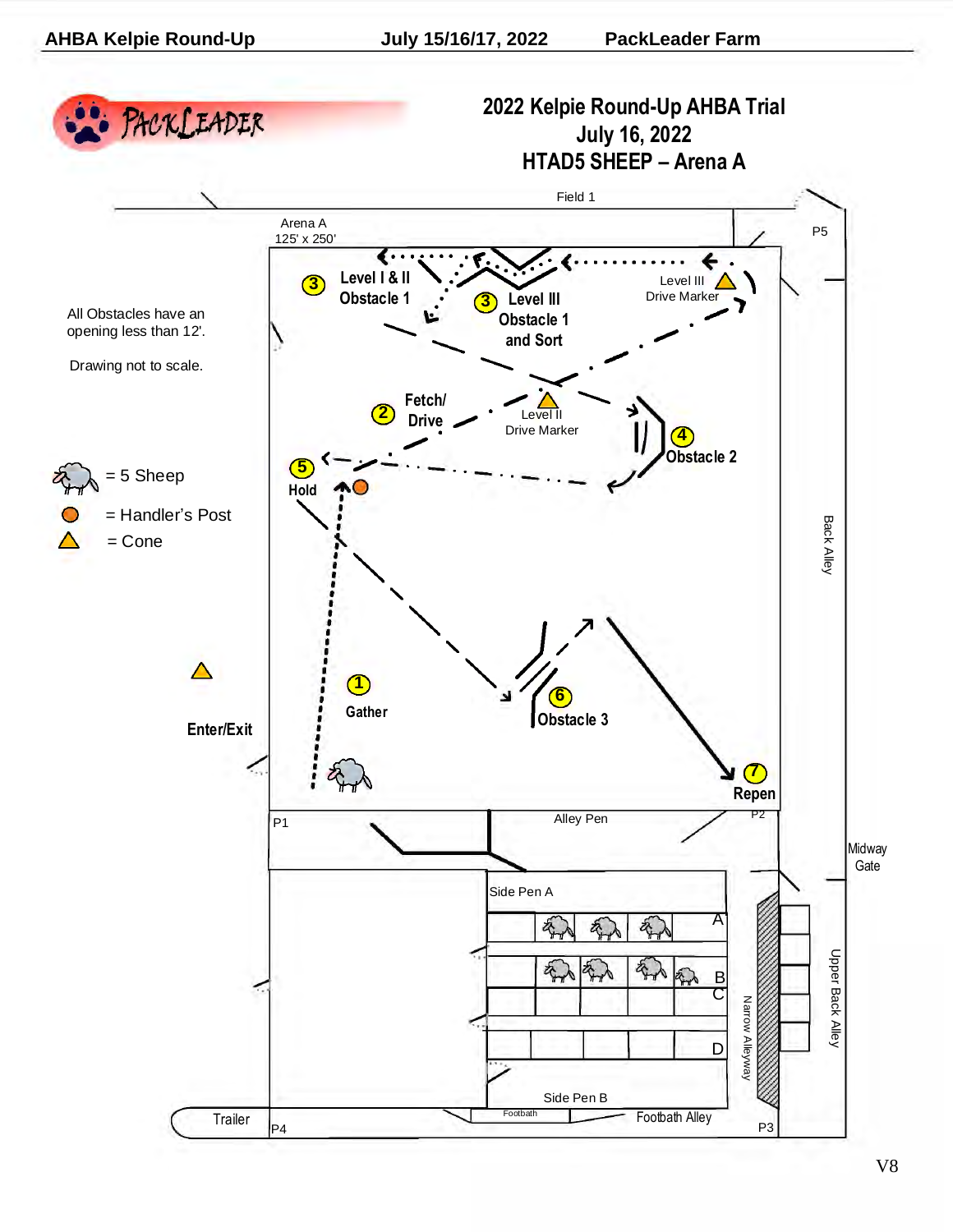AHBA Kelpie Round-Up July 15/16/17, 2022 PackLeader Farm

PACKLEADER

# 2022 Kelpie Round-Up AHBA Trial
# July 16, 2022
# HTAD5 SHEEP – Arena A

Field 1

Arena A
125' x 250'

P5

All Obstacles have an opening less than 12'.

Drawing not to scale.

= 5 Sheep

= Handler's Post

= Cone

3 Level I & II Obstacle 1

3 Level III Obstacle 1 and Sort

Level III Drive Marker

2 Fetch/ Drive

Level II Drive Marker

4 Obstacle 2

5 Hold

1 Gather

6 Obstacle 3

7 Repen

Enter/Exit

Back Alley

P1

Alley Pen

P2

Midway Gate

Side Pen A

A

B

C

D

Narrow Alleyway

Upper Back Alley

Side Pen B

Trailer

P4

Footbath

Footbath Alley

P3

V8